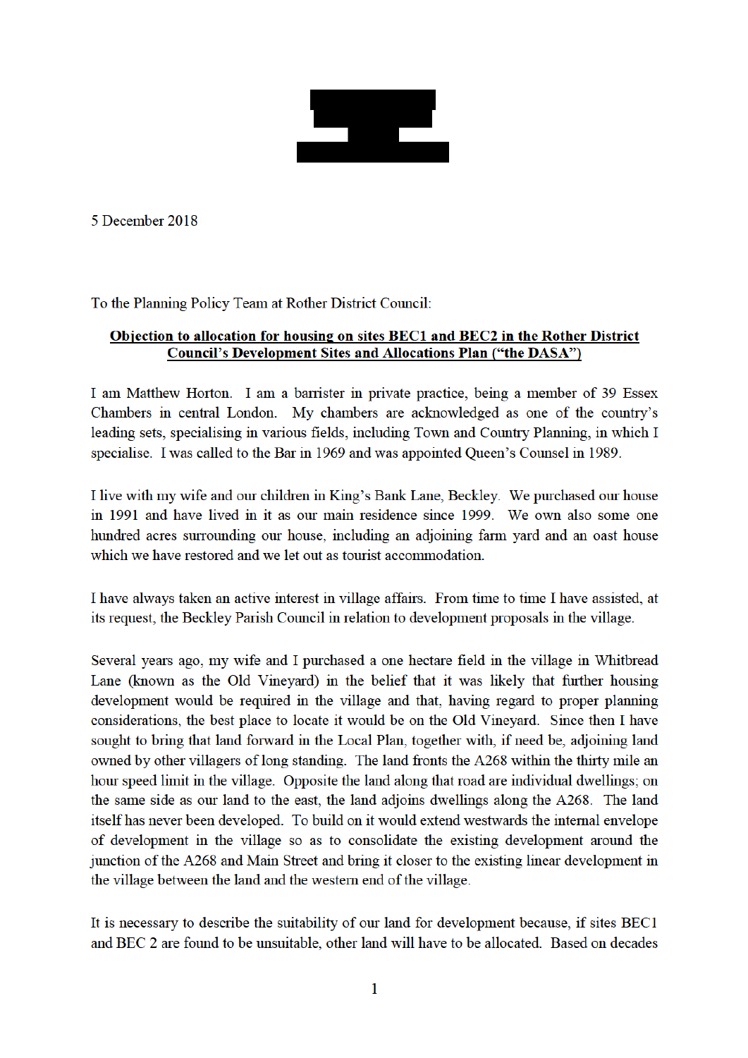5 December 2018

To the Planning Policy Team at Rother District Council:

**<u>Objection to allocation for housing on sites BEC1 and BEC2 in the Rother District Council's Development Sites and Allocations Plan ("the DASA")</u>**

I am Matthew Horton. I am a barrister in private practice, being a member of 39 Essex Chambers in central London. My chambers are acknowledged as one of the country's leading sets, specialising in various fields, including Town and Country Planning, in which I specialise. I was called to the Bar in 1969 and was appointed Queen's Counsel in 1989.

I live with my wife and our children in King's Bank Lane, Beckley. We purchased our house in 1991 and have lived in it as our main residence since 1999. We own also some one hundred acres surrounding our house, including an adjoining farm yard and an oast house which we have restored and we let out as tourist accommodation.

I have always taken an active interest in village affairs. From time to time I have assisted, at its request, the Beckley Parish Council in relation to development proposals in the village.

Several years ago, my wife and I purchased a one hectare field in the village in Whitbread Lane (known as the Old Vineyard) in the belief that it was likely that further housing development would be required in the village and that, having regard to proper planning considerations, the best place to locate it would be on the Old Vineyard. Since then I have sought to bring that land forward in the Local Plan, together with, if need be, adjoining land owned by other villagers of long standing. The land fronts the A268 within the thirty mile an hour speed limit in the village. Opposite the land along that road are individual dwellings; on the same side as our land to the east, the land adjoins dwellings along the A268. The land itself has never been developed. To build on it would extend westwards the internal envelope of development in the village so as to consolidate the existing development around the junction of the A268 and Main Street and bring it closer to the existing linear development in the village between the land and the western end of the village.

It is necessary to describe the suitability of our land for development because, if sites BEC1 and BEC 2 are found to be unsuitable, other land will have to be allocated. Based on decades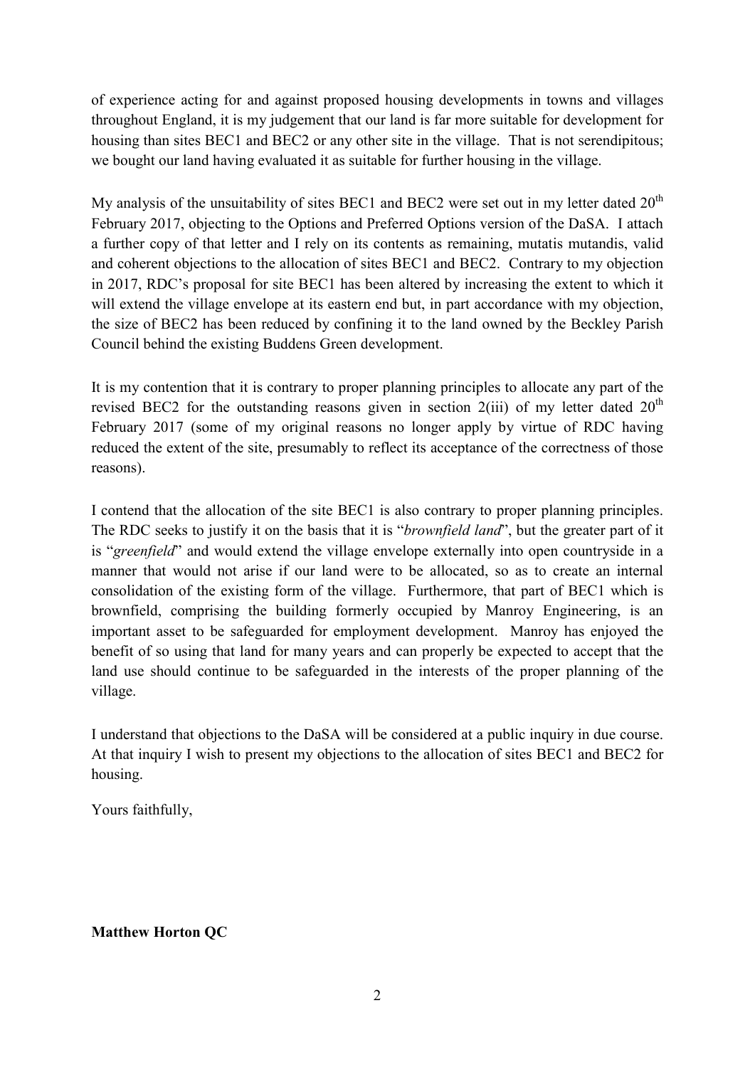of experience acting for and against proposed housing developments in towns and villages throughout England, it is my judgement that our land is far more suitable for development for housing than sites BEC1 and BEC2 or any other site in the village. That is not serendipitous; we bought our land having evaluated it as suitable for further housing in the village.

My analysis of the unsuitability of sites BEC1 and BEC2 were set out in my letter dated 20th February 2017, objecting to the Options and Preferred Options version of the DaSA. I attach a further copy of that letter and I rely on its contents as remaining, mutatis mutandis, valid and coherent objections to the allocation of sites BEC1 and BEC2. Contrary to my objection in 2017, RDC's proposal for site BEC1 has been altered by increasing the extent to which it will extend the village envelope at its eastern end but, in part accordance with my objection, the size of BEC2 has been reduced by confining it to the land owned by the Beckley Parish Council behind the existing Buddens Green development.

It is my contention that it is contrary to proper planning principles to allocate any part of the revised BEC2 for the outstanding reasons given in section 2(iii) of my letter dated 20th February 2017 (some of my original reasons no longer apply by virtue of RDC having reduced the extent of the site, presumably to reflect its acceptance of the correctness of those reasons).

I contend that the allocation of the site BEC1 is also contrary to proper planning principles. The RDC seeks to justify it on the basis that it is "*brownfield land*", but the greater part of it is "*greenfield*" and would extend the village envelope externally into open countryside in a manner that would not arise if our land were to be allocated, so as to create an internal consolidation of the existing form of the village. Furthermore, that part of BEC1 which is brownfield, comprising the building formerly occupied by Manroy Engineering, is an important asset to be safeguarded for employment development. Manroy has enjoyed the benefit of so using that land for many years and can properly be expected to accept that the land use should continue to be safeguarded in the interests of the proper planning of the village.

I understand that objections to the DaSA will be considered at a public inquiry in due course. At that inquiry I wish to present my objections to the allocation of sites BEC1 and BEC2 for housing.

Yours faithfully,

**Matthew Horton QC**